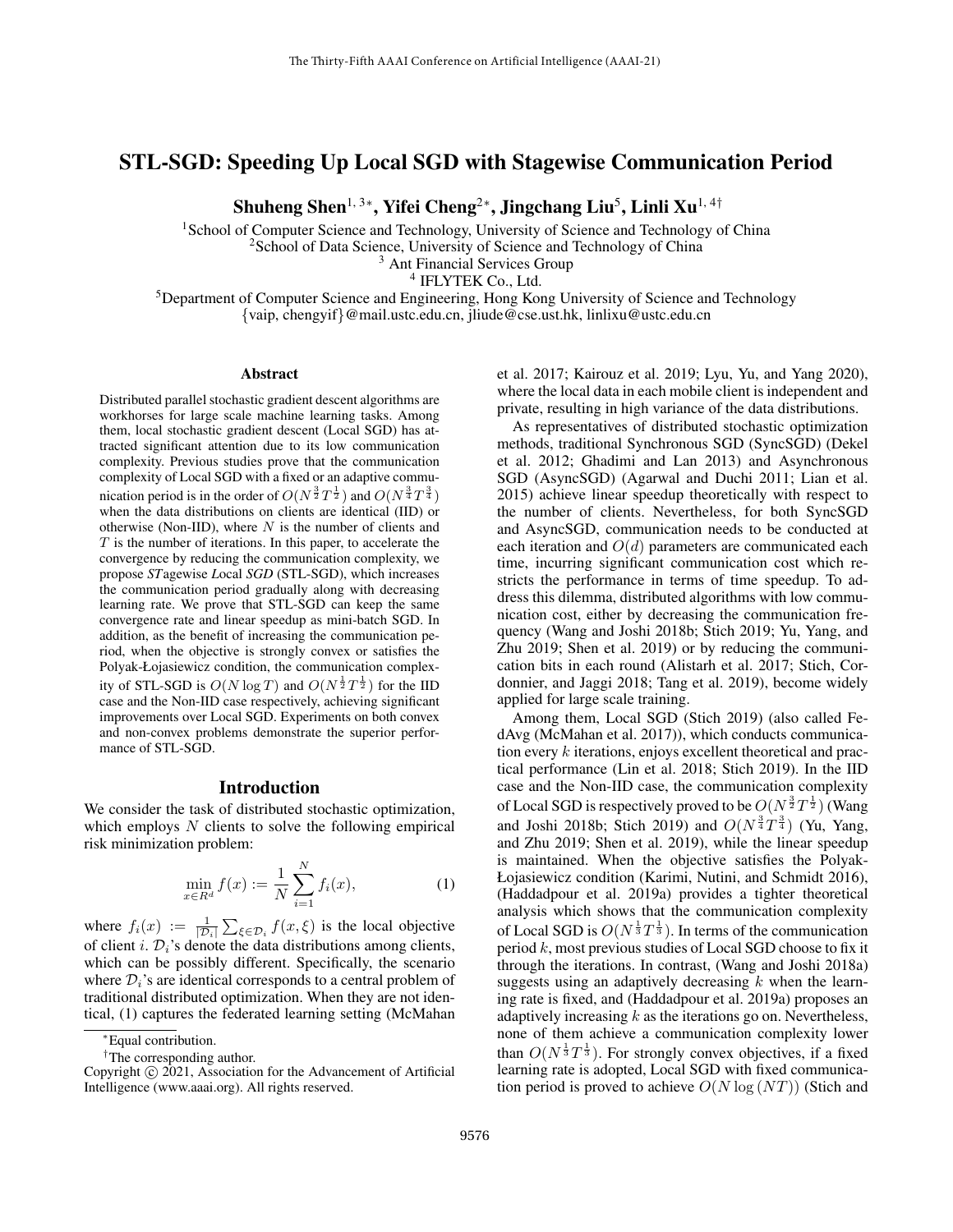# STL-SGD: Speeding Up Local SGD with Stagewise Communication Period

**Shuheng Shen**[1, 3*], **Yifei Cheng**[2*], **Jingchang Liu**[5], **Linli Xu**[1, 4†]

[1]School of Computer Science and Technology, University of Science and Technology of China
[2]School of Data Science, University of Science and Technology of China
[3] Ant Financial Services Group
[4] IFLYTEK Co., Ltd.
[5]Department of Computer Science and Engineering, Hong Kong University of Science and Technology
{vaip, chengyif}@mail.ustc.edu.cn, jliude@cse.ust.hk, linlixu@ustc.edu.cn

## Abstract

Distributed parallel stochastic gradient descent algorithms are workhorses for large scale machine learning tasks. Among them, local stochastic gradient descent (Local SGD) has attracted significant attention due to its low communication complexity. Previous studies prove that the communication complexity of Local SGD with a fixed or an adaptive communication period is in the order of $O(N^{\frac{3}{2}}T^{\frac{1}{2}})$ and $O(N^{\frac{3}{4}}T^{\frac{3}{4}})$ when the data distributions on clients are identical (IID) or otherwise (Non-IID), where $N$ is the number of clients and $T$ is the number of iterations. In this paper, to accelerate the convergence by reducing the communication complexity, we propose *ST*agewise *L*ocal *SGD* (STL-SGD), which increases the communication period gradually along with decreasing learning rate. We prove that STL-SGD can keep the same convergence rate and linear speedup as mini-batch SGD. In addition, as the benefit of increasing the communication period, when the objective is strongly convex or satisfies the Polyak-Łojasiewicz condition, the communication complexity of STL-SGD is $O(N\log T)$ and $O(N^{\frac{1}{2}}T^{\frac{1}{2}})$ for the IID case and the Non-IID case respectively, achieving significant improvements over Local SGD. Experiments on both convex and non-convex problems demonstrate the superior performance of STL-SGD.

## Introduction

We consider the task of distributed stochastic optimization, which employs $N$ clients to solve the following empirical risk minimization problem:

$$\min_{x\in R^d} f(x) := \frac{1}{N}\sum_{i=1}^{N} f_i(x), \tag{1}$$

where $f_i(x) := \frac{1}{|\mathcal{D}_i|}\sum_{\xi\in\mathcal{D}_i} f(x,\xi)$ is the local objective of client $i$. $\mathcal{D}_i$'s denote the data distributions among clients, which can be possibly different. Specifically, the scenario where $\mathcal{D}_i$'s are identical corresponds to a central problem of traditional distributed optimization. When they are not identical, (1) captures the federated learning setting (McMahan et al. 2017; Kairouz et al. 2019; Lyu, Yu, and Yang 2020), where the local data in each mobile client is independent and private, resulting in high variance of the data distributions.

As representatives of distributed stochastic optimization methods, traditional Synchronous SGD (SyncSGD) (Dekel et al. 2012; Ghadimi and Lan 2013) and Asynchronous SGD (AsyncSGD) (Agarwal and Duchi 2011; Lian et al. 2015) achieve linear speedup theoretically with respect to the number of clients. Nevertheless, for both SyncSGD and AsyncSGD, communication needs to be conducted at each iteration and $O(d)$ parameters are communicated each time, incurring significant communication cost which restricts the performance in terms of time speedup. To address this dilemma, distributed algorithms with low communication cost, either by decreasing the communication frequency (Wang and Joshi 2018b; Stich 2019; Yu, Yang, and Zhu 2019; Shen et al. 2019) or by reducing the communication bits in each round (Alistarh et al. 2017; Stich, Cordonnier, and Jaggi 2018; Tang et al. 2019), become widely applied for large scale training.

Among them, Local SGD (Stich 2019) (also called FedAvg (McMahan et al. 2017)), which conducts communication every $k$ iterations, enjoys excellent theoretical and practical performance (Lin et al. 2018; Stich 2019). In the IID case and the Non-IID case, the communication complexity of Local SGD is respectively proved to be $O(N^{\frac{3}{2}}T^{\frac{1}{2}})$ (Wang and Joshi 2018b; Stich 2019) and $O(N^{\frac{3}{4}}T^{\frac{3}{4}})$ (Yu, Yang, and Zhu 2019; Shen et al. 2019), while the linear speedup is maintained. When the objective satisfies the Polyak-Łojasiewicz condition (Karimi, Nutini, and Schmidt 2016), (Haddadpour et al. 2019a) provides a tighter theoretical analysis which shows that the communication complexity of Local SGD is $O(N^{\frac{1}{3}}T^{\frac{1}{3}})$. In terms of the communication period $k$, most previous studies of Local SGD choose to fix it through the iterations. In contrast, (Wang and Joshi 2018a) suggests using an adaptively decreasing $k$ when the learning rate is fixed, and (Haddadpour et al. 2019a) proposes an adaptively increasing $k$ as the iterations go on. Nevertheless, none of them achieve a communication complexity lower than $O(N^{\frac{1}{3}}T^{\frac{1}{3}})$. For strongly convex objectives, if a fixed learning rate is adopted, Local SGD with fixed communication period is proved to achieve $O(N\log(NT))$ (Stich and

*Equal contribution.
†The corresponding author.
Copyright © 2021, Association for the Advancement of Artificial Intelligence (www.aaai.org). All rights reserved.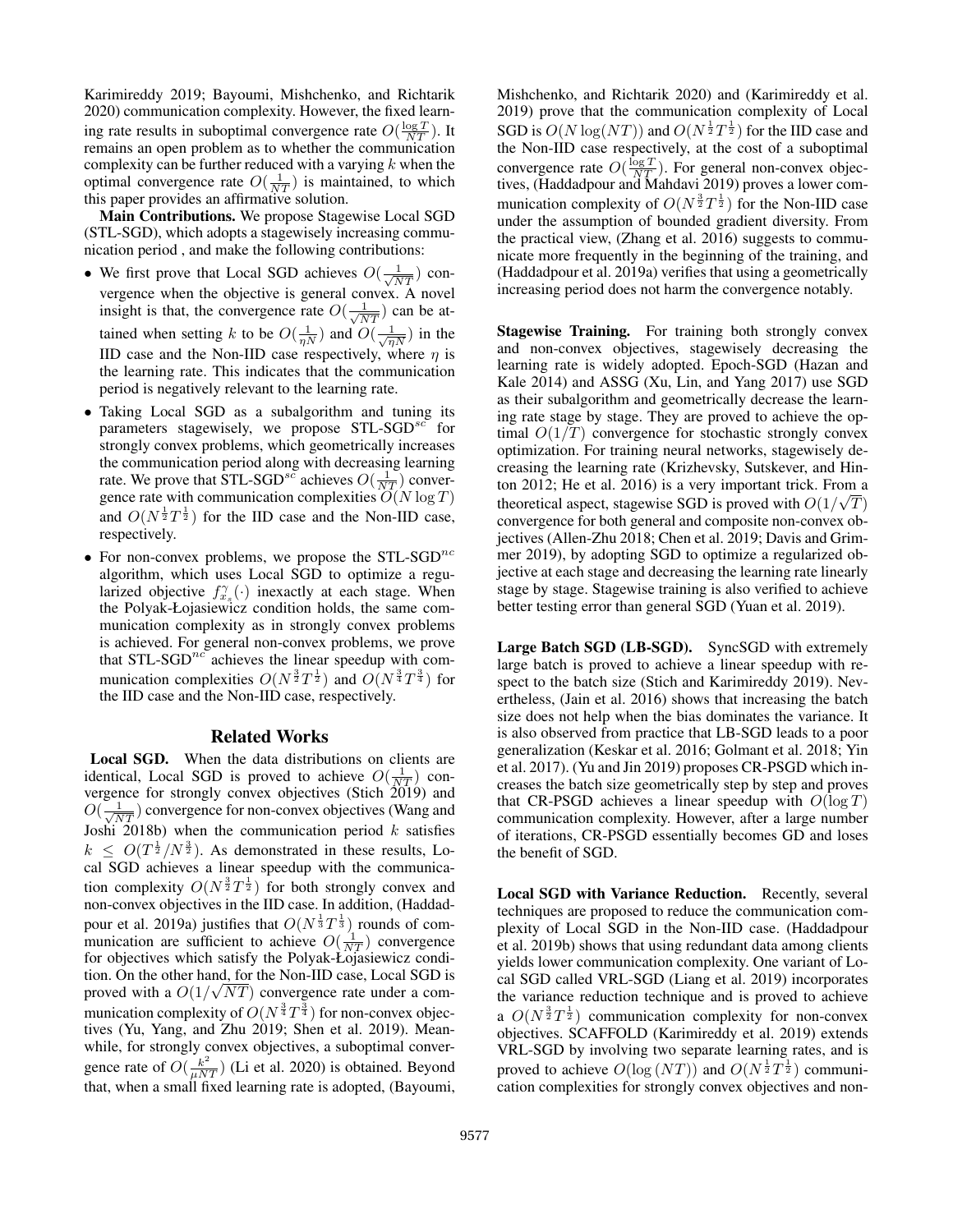Karimireddy 2019; Bayoumi, Mishchenko, and Richtarik 2020) communication complexity. However, the fixed learning rate results in suboptimal convergence rate $O(\frac{\log T}{NT})$. It remains an open problem as to whether the communication complexity can be further reduced with a varying $k$ when the optimal convergence rate $O(\frac{1}{NT})$ is maintained, to which this paper provides an affirmative solution.

**Main Contributions.** We propose Stagewise Local SGD (STL-SGD), which adopts a stagewisely increasing communication period , and make the following contributions:

- We first prove that Local SGD achieves $O(\frac{1}{\sqrt{NT}})$ convergence when the objective is general convex. A novel insight is that, the convergence rate $O(\frac{1}{\sqrt{NT}})$ can be attained when setting $k$ to be $O(\frac{1}{\eta N})$ and $O(\frac{1}{\sqrt{\eta N}})$ in the IID case and the Non-IID case respectively, where $\eta$ is the learning rate. This indicates that the communication period is negatively relevant to the learning rate.
- Taking Local SGD as a subalgorithm and tuning its parameters stagewisely, we propose STL-SGD$^{sc}$ for strongly convex problems, which geometrically increases the communication period along with decreasing learning rate. We prove that STL-SGD$^{sc}$ achieves $O(\frac{1}{NT})$ convergence rate with communication complexities $O(N \log T)$ and $O(N^{\frac{1}{2}}T^{\frac{1}{2}})$ for the IID case and the Non-IID case, respectively.
- For non-convex problems, we propose the STL-SGD$^{nc}$ algorithm, which uses Local SGD to optimize a regularized objective $f^{\gamma}_{x_s}(\cdot)$ inexactly at each stage. When the Polyak-Łojasiewicz condition holds, the same communication complexity as in strongly convex problems is achieved. For general non-convex problems, we prove that STL-SGD$^{nc}$ achieves the linear speedup with communication complexities $O(N^{\frac{3}{2}}T^{\frac{1}{2}})$ and $O(N^{\frac{3}{4}}T^{\frac{3}{4}})$ for the IID case and the Non-IID case, respectively.

## Related Works

**Local SGD.** When the data distributions on clients are identical, Local SGD is proved to achieve $O(\frac{1}{NT})$ convergence for strongly convex objectives (Stich 2019) and $O(\frac{1}{\sqrt{NT}})$ convergence for non-convex objectives (Wang and Joshi 2018b) when the communication period $k$ satisfies $k \leq O(T^{\frac{1}{2}}/N^{\frac{3}{2}})$. As demonstrated in these results, Local SGD achieves a linear speedup with the communication complexity $O(N^{\frac{3}{2}}T^{\frac{1}{2}})$ for both strongly convex and non-convex objectives in the IID case. In addition, (Haddadpour et al. 2019a) justifies that $O(N^{\frac{1}{3}}T^{\frac{1}{3}})$ rounds of communication are sufficient to achieve $O(\frac{1}{NT})$ convergence for objectives which satisfy the Polyak-Łojasiewicz condition. On the other hand, for the Non-IID case, Local SGD is proved with a $O(1/\sqrt{NT})$ convergence rate under a communication complexity of $O(N^{\frac{3}{4}}T^{\frac{3}{4}})$ for non-convex objectives (Yu, Yang, and Zhu 2019; Shen et al. 2019). Meanwhile, for strongly convex objectives, a suboptimal convergence rate of $O(\frac{k^2}{\mu NT})$ (Li et al. 2020) is obtained. Beyond that, when a small fixed learning rate is adopted, (Bayoumi, Mishchenko, and Richtarik 2020) and (Karimireddy et al. 2019) prove that the communication complexity of Local SGD is $O(N \log(NT))$ and $O(N^{\frac{1}{2}}T^{\frac{1}{2}})$ for the IID case and the Non-IID case respectively, at the cost of a suboptimal convergence rate $O(\frac{\log T}{NT})$. For general non-convex objectives, (Haddadpour and Mahdavi 2019) proves a lower communication complexity of $O(N^{\frac{3}{2}}T^{\frac{1}{2}})$ for the Non-IID case under the assumption of bounded gradient diversity. From the practical view, (Zhang et al. 2016) suggests to communicate more frequently in the beginning of the training, and (Haddadpour et al. 2019a) verifies that using a geometrically increasing period does not harm the convergence notably.

**Stagewise Training.** For training both strongly convex and non-convex objectives, stagewisely decreasing the learning rate is widely adopted. Epoch-SGD (Hazan and Kale 2014) and ASSG (Xu, Lin, and Yang 2017) use SGD as their subalgorithm and geometrically decrease the learning rate stage by stage. They are proved to achieve the optimal $O(1/T)$ convergence for stochastic strongly convex optimization. For training neural networks, stagewisely decreasing the learning rate (Krizhevsky, Sutskever, and Hinton 2012; He et al. 2016) is a very important trick. From a theoretical aspect, stagewise SGD is proved with $O(1/\sqrt{T})$ convergence for both general and composite non-convex objectives (Allen-Zhu 2018; Chen et al. 2019; Davis and Grimmer 2019), by adopting SGD to optimize a regularized objective at each stage and decreasing the learning rate linearly stage by stage. Stagewise training is also verified to achieve better testing error than general SGD (Yuan et al. 2019).

**Large Batch SGD (LB-SGD).** SyncSGD with extremely large batch is proved to achieve a linear speedup with respect to the batch size (Stich and Karimireddy 2019). Nevertheless, (Jain et al. 2016) shows that increasing the batch size does not help when the bias dominates the variance. It is also observed from practice that LB-SGD leads to a poor generalization (Keskar et al. 2016; Golmant et al. 2018; Yin et al. 2017). (Yu and Jin 2019) proposes CR-PSGD which increases the batch size geometrically step by step and proves that CR-PSGD achieves a linear speedup with $O(\log T)$ communication complexity. However, after a large number of iterations, CR-PSGD essentially becomes GD and loses the benefit of SGD.

**Local SGD with Variance Reduction.** Recently, several techniques are proposed to reduce the communication complexity of Local SGD in the Non-IID case. (Haddadpour et al. 2019b) shows that using redundant data among clients yields lower communication complexity. One variant of Local SGD called VRL-SGD (Liang et al. 2019) incorporates the variance reduction technique and is proved to achieve a $O(N^{\frac{3}{2}}T^{\frac{1}{2}})$ communication complexity for non-convex objectives. SCAFFOLD (Karimireddy et al. 2019) extends VRL-SGD by involving two separate learning rates, and is proved to achieve $O(\log(NT))$ and $O(N^{\frac{1}{2}}T^{\frac{1}{2}})$ communication complexities for strongly convex objectives and non-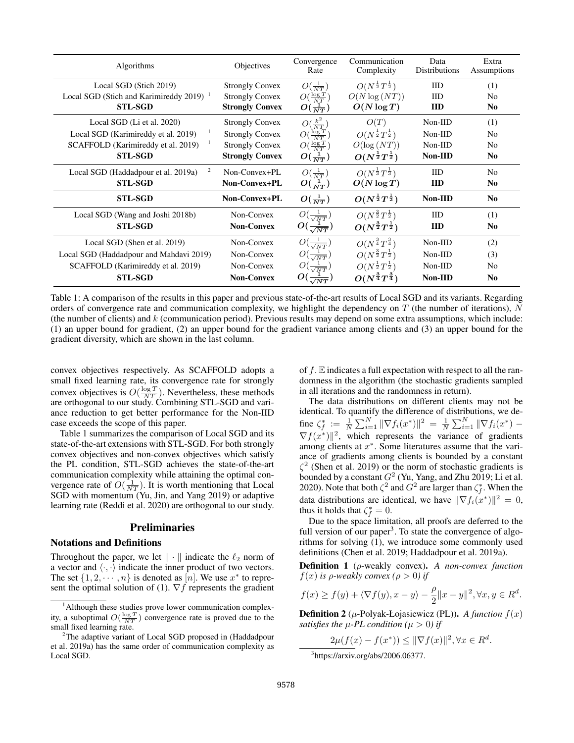| Algorithms | Objectives | Convergence Rate | Communication Complexity | Data Distributions | Extra Assumptions |
|---|---|---|---|---|---|
| Local SGD (Stich 2019) | Strongly Convex | $O(\frac{1}{NT})$ | $O(N^{\frac{1}{2}}T^{\frac{1}{2}})$ | IID | (1) |
| Local SGD (Stich and Karimireddy 2019) [1] | Strongly Convex | $O(\frac{\log T}{NT})$ | $O(N\log{(NT)})$ | IID | No |
| **STL-SGD** | **Strongly Convex** | $\boldsymbol{O(\frac{1}{NT})}$ | $\boldsymbol{O(N\log T)}$ | **IID** | **No** |
| Local SGD (Li et al. 2020) | Strongly Convex | $O(\frac{k^2}{NT})$ | $O(T)$ | Non-IID | (1) |
| Local SGD (Karimireddy et al. 2019) [1] | Strongly Convex | $O(\frac{\log T}{NT})$ | $O(N^{\frac{1}{2}}T^{\frac{1}{2}})$ | Non-IID | No |
| SCAFFOLD (Karimireddy et al. 2019) [1] | Strongly Convex | $O(\frac{\log T}{NT})$ | $O(\log{(NT)})$ | Non-IID | No |
| **STL-SGD** | **Strongly Convex** | $\boldsymbol{O(\frac{1}{NT})}$ | $\boldsymbol{O(N^{\frac{1}{2}}T^{\frac{1}{2}})}$ | **Non-IID** | **No** |
| Local SGD (Haddadpour et al. 2019a) [2] | Non-Convex+PL | $O(\frac{1}{NT})$ | $O(N^{\frac{1}{3}}T^{\frac{1}{3}})$ | IID | No |
| **STL-SGD** | **Non-Convex+PL** | $\boldsymbol{O(\frac{1}{NT})}$ | $\boldsymbol{O(N\log T)}$ | **IID** | **No** |
| **STL-SGD** | **Non-Convex+PL** | $\boldsymbol{O(\frac{1}{NT})}$ | $\boldsymbol{O(N^{\frac{1}{2}}T^{\frac{1}{2}})}$ | **Non-IID** | **No** |
| Local SGD (Wang and Joshi 2018b) | Non-Convex | $O(\frac{1}{\sqrt{NT}})$ | $O(N^{\frac{3}{2}}T^{\frac{1}{2}})$ | IID | (1) |
| **STL-SGD** | **Non-Convex** | $\boldsymbol{O(\frac{1}{\sqrt{NT}})}$ | $\boldsymbol{O(N^{\frac{3}{2}}T^{\frac{1}{2}})}$ | **IID** | **No** |
| Local SGD (Shen et al. 2019) | Non-Convex | $O(\frac{1}{\sqrt{NT}})$ | $O(N^{\frac{3}{4}}T^{\frac{3}{4}})$ | Non-IID | (2) |
| Local SGD (Haddadpour and Mahdavi 2019) | Non-Convex | $O(\frac{1}{\sqrt{NT}})$ | $O(N^{\frac{3}{2}}T^{\frac{1}{2}})$ | Non-IID | (3) |
| SCAFFOLD (Karimireddy et al. 2019) | Non-Convex | $O(\frac{1}{\sqrt{NT}})$ | $O(N^{\frac{1}{2}}T^{\frac{1}{2}})$ | Non-IID | No |
| **STL-SGD** | **Non-Convex** | $\boldsymbol{O(\frac{1}{\sqrt{NT}})}$ | $\boldsymbol{O(N^{\frac{3}{4}}T^{\frac{3}{4}})}$ | **Non-IID** | **No** |

Table 1: A comparison of the results in this paper and previous state-of-the-art results of Local SGD and its variants. Regarding orders of convergence rate and communication complexity, we highlight the dependency on $T$ (the number of iterations), $N$ (the number of clients) and $k$ (communication period). Previous results may depend on some extra assumptions, which include: (1) an upper bound for gradient, (2) an upper bound for the gradient variance among clients and (3) an upper bound for the gradient diversity, which are shown in the last column.

convex objectives respectively. As SCAFFOLD adopts a small fixed learning rate, its convergence rate for strongly convex objectives is $O(\frac{\log T}{NT})$. Nevertheless, these methods are orthogonal to our study. Combining STL-SGD and variance reduction to get better performance for the Non-IID case exceeds the scope of this paper.

Table 1 summarizes the comparison of Local SGD and its state-of-the-art extensions with STL-SGD. For both strongly convex objectives and non-convex objectives which satisfy the PL condition, STL-SGD achieves the state-of-the-art communication complexity while attaining the optimal convergence rate of $O(\frac{1}{NT})$. It is worth mentioning that Local SGD with momentum (Yu, Jin, and Yang 2019) or adaptive learning rate (Reddi et al. 2020) are orthogonal to our study.

## Preliminaries

### Notations and Definitions

Throughout the paper, we let $\|\cdot\|$ indicate the $\ell_2$ norm of a vector and $\langle\cdot,\cdot\rangle$ indicate the inner product of two vectors. The set $\{1, 2, \cdots, n\}$ is denoted as $[n]$. We use $x^*$ to represent the optimal solution of (1). $\nabla f$ represents the gradient of $f$. $\mathbb{E}$ indicates a full expectation with respect to all the randomness in the algorithm (the stochastic gradients sampled in all iterations and the randomness in return).

The data distributions on different clients may not be identical. To quantify the difference of distributions, we define $\zeta_f^* := \frac{1}{N}\sum_{i=1}^N \|\nabla f_i(x^*)\|^2 = \frac{1}{N}\sum_{i=1}^N \|\nabla f_i(x^*) - \nabla f(x^*)\|^2$, which represents the variance of gradients among clients at $x^*$. Some literatures assume that the variance of gradients among clients is bounded by a constant $\zeta^2$ (Shen et al. 2019) or the norm of stochastic gradients is bounded by a constant $G^2$ (Yu, Yang, and Zhu 2019; Li et al. 2020). Note that both $\zeta^2$ and $G^2$ are larger than $\zeta_f^*$. When the data distributions are identical, we have $\|\nabla f_i(x^*)\|^2 = 0$, thus it holds that $\zeta_f^* = 0$.

Due to the space limitation, all proofs are deferred to the full version of our paper[3]. To state the convergence of algorithms for solving (1), we introduce some commonly used definitions (Chen et al. 2019; Haddadpour et al. 2019a).

**Definition 1** ($\rho$-weakly convex). *A non-convex function $f(x)$ is $\rho$-weakly convex ($\rho > 0$) if*

$$f(x) \geq f(y) + \langle \nabla f(y), x - y\rangle - \frac{\rho}{2}\|x - y\|^2, \forall x, y \in R^d.$$

**Definition 2** ($\mu$-Polyak-Łojasiewicz (PL)). *A function $f(x)$ satisfies the $\mu$-PL condition ($\mu > 0$) if*

$$2\mu(f(x) - f(x^*)) \leq \|\nabla f(x)\|^2, \forall x \in R^d.$$

[1] Although these studies prove lower communication complexity, a suboptimal $O(\frac{\log T}{NT})$ convergence rate is proved due to the small fixed learning rate.

[2] The adaptive variant of Local SGD proposed in (Haddadpour et al. 2019a) has the same order of communication complexity as Local SGD.

[3] https://arxiv.org/abs/2006.06377.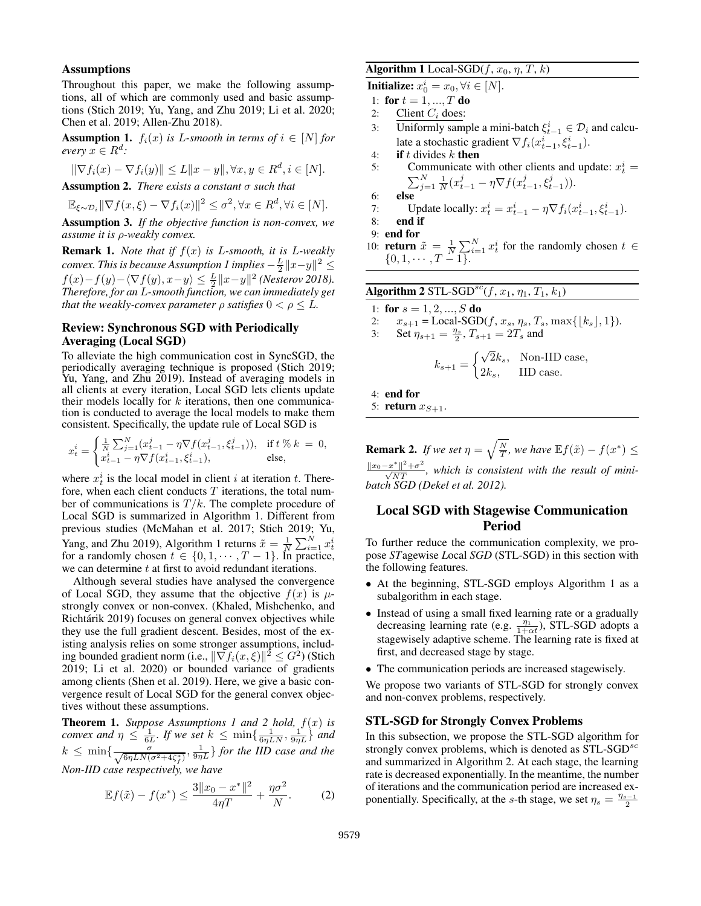### Assumptions

Throughout this paper, we make the following assumptions, all of which are commonly used and basic assumptions (Stich 2019; Yu, Yang, and Zhu 2019; Li et al. 2020; Chen et al. 2019; Allen-Zhu 2018).

**Assumption 1.** *$f_i(x)$ is $L$-smooth in terms of $i \in [N]$ for every $x \in R^d$:*

$$\|\nabla f_i(x) - \nabla f_i(y)\| \le L\|x - y\|, \forall x, y \in R^d, i \in [N].$$

**Assumption 2.** *There exists a constant $\sigma$ such that*

$$\mathbb{E}_{\xi \sim \mathcal{D}_i} \|\nabla f(x, \xi) - \nabla f_i(x)\|^2 \le \sigma^2, \forall x \in R^d, \forall i \in [N].$$

**Assumption 3.** *If the objective function is non-convex, we assume it is $\rho$-weakly convex.*

**Remark 1.** *Note that if $f(x)$ is $L$-smooth, it is $L$-weakly convex. This is because Assumption 1 implies $-\frac{L}{2}\|x-y\|^2 \le f(x)-f(y)-\langle \nabla f(y), x-y\rangle \le \frac{L}{2}\|x-y\|^2$ (Nesterov 2018). Therefore, for an $L$-smooth function, we can immediately get that the weakly-convex parameter $\rho$ satisfies $0 < \rho \le L$.*

### Review: Synchronous SGD with Periodically Averaging (Local SGD)

To alleviate the high communication cost in SyncSGD, the periodically averaging technique is proposed (Stich 2019; Yu, Yang, and Zhu 2019). Instead of averaging models in all clients at every iteration, Local SGD lets clients update their models locally for $k$ iterations, then one communication is conducted to average the local models to make them consistent. Specifically, the update rule of Local SGD is

$$x_t^i = \begin{cases} \frac{1}{N}\sum_{j=1}^N (x_{t-1}^j - \eta \nabla f(x_{t-1}^j, \xi_{t-1}^j)), & \text{if } t \,\%\, k \;=\; 0, \\ x_{t-1}^i - \eta \nabla f(x_{t-1}^i, \xi_{t-1}^i), & \text{else,} \end{cases}$$

where $x_t^i$ is the local model in client $i$ at iteration $t$. Therefore, when each client conducts $T$ iterations, the total number of communications is $T/k$. The complete procedure of Local SGD is summarized in Algorithm 1. Different from previous studies (McMahan et al. 2017; Stich 2019; Yu, Yang, and Zhu 2019), Algorithm 1 returns $\tilde{x} = \frac{1}{N}\sum_{i=1}^N x_t^i$ for a randomly chosen $t \in \{0, 1, \cdots, T-1\}$. In practice, we can determine $t$ at first to avoid redundant iterations.

Although several studies have analysed the convergence of Local SGD, they assume that the objective $f(x)$ is $\mu$-strongly convex or non-convex. (Khaled, Mishchenko, and Richtárik 2019) focuses on general convex objectives while they use the full gradient descent. Besides, most of the existing analysis relies on some stronger assumptions, including bounded gradient norm (i.e., $\|\nabla f_i(x, \xi)\|^2 \le G^2$) (Stich 2019; Li et al. 2020) or bounded variance of gradients among clients (Shen et al. 2019). Here, we give a basic convergence result of Local SGD for the general convex objectives without these assumptions.

**Theorem 1.** *Suppose Assumptions 1 and 2 hold, $f(x)$ is convex and $\eta \le \frac{1}{6L}$. If we set $k \le \min\{\frac{1}{6\eta LN}, \frac{1}{9\eta L}\}$ and $k \le \min\{\frac{\sigma}{\sqrt{6\eta LN(\sigma^2+4\zeta_f^*)}}, \frac{1}{9\eta L}\}$ for the IID case and the Non-IID case respectively, we have*

$$\mathbb{E}f(\tilde{x}) - f(x^*) \le \frac{3\|x_0 - x^*\|^2}{4\eta T} + \frac{\eta\sigma^2}{N}. \tag{2}$$

**Algorithm 1** Local-SGD($f$, $x_0$, $\eta$, $T$, $k$)

**Initialize:** $x_0^i = x_0, \forall i \in [N]$.
1: **for** $t = 1, ..., T$ **do**
2: Client $C_i$ does:
3: Uniformly sample a mini-batch $\xi_{t-1}^i \in \mathcal{D}_i$ and calculate a stochastic gradient $\nabla f_i(x_{t-1}^i, \xi_{t-1}^i)$.
4: **if** $t$ divides $k$ **then**
5: Communicate with other clients and update: $x_t^i = \sum_{j=1}^N \frac{1}{N}(x_{t-1}^j - \eta \nabla f(x_{t-1}^j, \xi_{t-1}^j))$.
6: **else**
7: Update locally: $x_t^i = x_{t-1}^i - \eta \nabla f_i(x_{t-1}^i, \xi_{t-1}^i)$.
8: **end if**
9: **end for**
10: **return** $\tilde{x} = \frac{1}{N}\sum_{i=1}^N x_t^i$ for the randomly chosen $t \in \{0, 1, \cdots, T-1\}$.

**Algorithm 2** STL-SGD$^{sc}$($f$, $x_1$, $\eta_1$, $T_1$, $k_1$)

1: **for** $s = 1, 2, ..., S$ **do**
2: $x_{s+1}$ = Local-SGD($f$, $x_s$, $\eta_s$, $T_s$, $\max\{\lfloor k_s \rfloor, 1\}$).
3: Set $\eta_{s+1} = \frac{\eta_s}{2}, T_{s+1} = 2T_s$ and

$$k_{s+1} = \begin{cases} \sqrt{2}k_s, & \text{Non-IID case,} \\ 2k_s, & \text{IID case.} \end{cases}$$

4: **end for**
5: **return** $x_{S+1}$.

**Remark 2.** *If we set $\eta = \sqrt{\frac{N}{T}}$, we have $\mathbb{E}f(\tilde{x}) - f(x^*) \le \frac{\|x_0 - x^*\|^2 + \sigma^2}{\sqrt{NT}}$, which is consistent with the result of mini-batch SGD (Dekel et al. 2012).*

## Local SGD with Stagewise Communication Period

To further reduce the communication complexity, we propose *ST*agewise *L*ocal *SGD* (STL-SGD) in this section with the following features.

- At the beginning, STL-SGD employs Algorithm 1 as a subalgorithm in each stage.
- Instead of using a small fixed learning rate or a gradually decreasing learning rate (e.g. $\frac{\eta_1}{1+\alpha t}$), STL-SGD adopts a stagewisely adaptive scheme. The learning rate is fixed at first, and decreased stage by stage.
- The communication periods are increased stagewisely.

We propose two variants of STL-SGD for strongly convex and non-convex problems, respectively.

### STL-SGD for Strongly Convex Problems

In this subsection, we propose the STL-SGD algorithm for strongly convex problems, which is denoted as STL-SGD$^{sc}$ and summarized in Algorithm 2. At each stage, the learning rate is decreased exponentially. In the meantime, the number of iterations and the communication period are increased exponentially. Specifically, at the $s$-th stage, we set $\eta_s = \frac{\eta_{s-1}}{2}$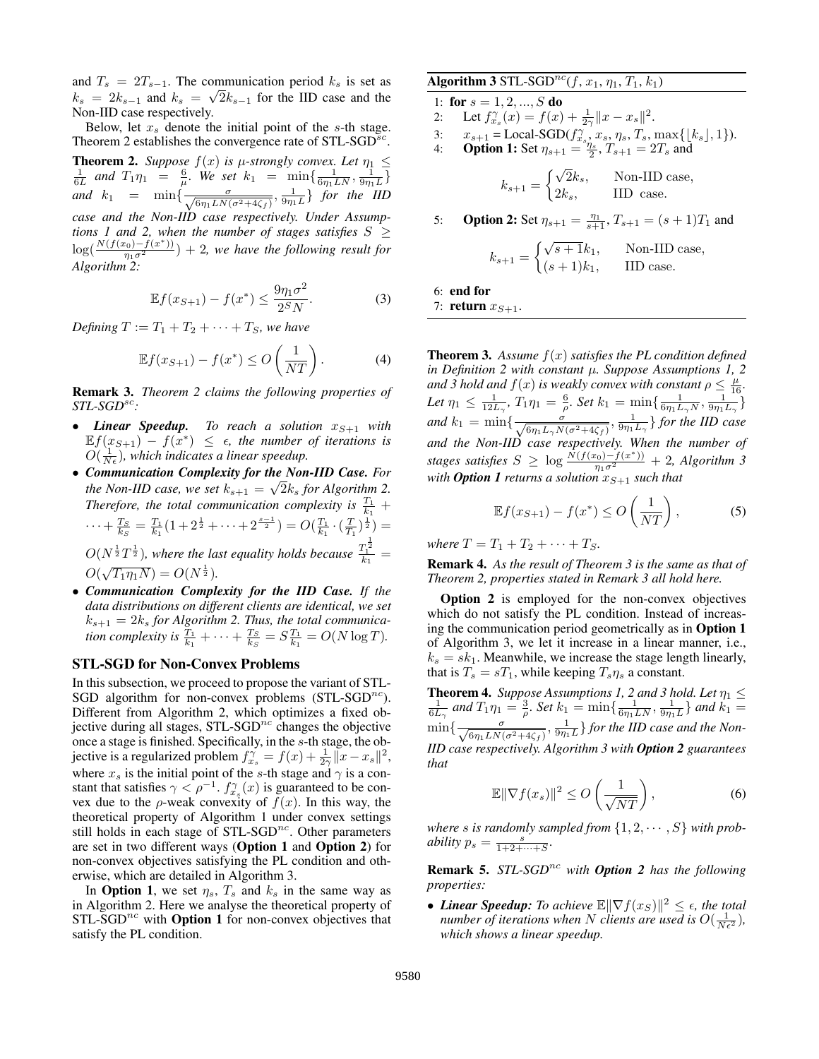and $T_s = 2T_{s-1}$. The communication period $k_s$ is set as $k_s = 2k_{s-1}$ and $k_s = \sqrt{2}k_{s-1}$ for the IID case and the Non-IID case respectively.

Below, let $x_s$ denote the initial point of the $s$-th stage. Theorem 2 establishes the convergence rate of STL-SGD$^{sc}$.

**Theorem 2.** *Suppose $f(x)$ is $\mu$-strongly convex. Let $\eta_1 \le \frac{1}{6L}$ and $T_1\eta_1 = \frac{6}{\mu}$. We set $k_1 = \min\{\frac{1}{6\eta_1 LN}, \frac{1}{9\eta_1 L}\}$ and $k_1 = \min\{\frac{\sigma}{\sqrt{6\eta_1 LN(\sigma^2+4\zeta_f)}}, \frac{1}{9\eta_1 L}\}$ for the IID case and the Non-IID case respectively. Under Assumptions 1 and 2, when the number of stages satisfies $S \ge \log(\frac{N(f(x_0)-f(x^*))}{\eta_1\sigma^2}) + 2$, we have the following result for Algorithm 2:*

$$\mathbb{E}f(x_{S+1}) - f(x^*) \le \frac{9\eta_1\sigma^2}{2^S N}. \tag{3}$$

*Defining $T := T_1 + T_2 + \cdots + T_S$, we have*

$$\mathbb{E}f(x_{S+1}) - f(x^*) \le O\left(\frac{1}{NT}\right). \tag{4}$$

**Remark 3.** *Theorem 2 claims the following properties of STL-SGD$^{sc}$:*

- ***Linear Speedup.*** *To reach a solution $x_{S+1}$ with $\mathbb{E}f(x_{S+1}) - f(x^*) \le \epsilon$, the number of iterations is $O(\frac{1}{N\epsilon})$, which indicates a linear speedup.*
- ***Communication Complexity for the Non-IID Case.*** *For the Non-IID case, we set $k_{s+1} = \sqrt{2}k_s$ for Algorithm 2. Therefore, the total communication complexity is $\frac{T_1}{k_1} + \cdots + \frac{T_S}{k_S} = \frac{T_1}{k_1}(1 + 2^{\frac{1}{2}} + \cdots + 2^{\frac{s-1}{2}}) = O(\frac{T_1}{k_1}\cdot(\frac{T}{T_1})^{\frac{1}{2}}) = O(N^{\frac{1}{2}}T^{\frac{1}{2}})$, where the last equality holds because $\frac{T_1^{\frac{1}{2}}}{k_1} = O(\sqrt{T_1\eta_1 N}) = O(N^{\frac{1}{2}})$.*
- ***Communication Complexity for the IID Case.*** *If the data distributions on different clients are identical, we set $k_{s+1} = 2k_s$ for Algorithm 2. Thus, the total communication complexity is $\frac{T_1}{k_1} + \cdots + \frac{T_S}{k_S} = S\frac{T_1}{k_1} = O(N\log T)$.*

## STL-SGD for Non-Convex Problems

In this subsection, we proceed to propose the variant of STL-SGD algorithm for non-convex problems (STL-SGD$^{nc}$). Different from Algorithm 2, which optimizes a fixed objective during all stages, STL-SGD$^{nc}$ changes the objective once a stage is finished. Specifically, in the $s$-th stage, the objective is a regularized problem $f^{\gamma}_{x_s} = f(x) + \frac{1}{2\gamma}\|x - x_s\|^2$, where $x_s$ is the initial point of the $s$-th stage and $\gamma$ is a constant that satisfies $\gamma < \rho^{-1}$. $f^{\gamma}_{x_s}(x)$ is guaranteed to be convex due to the $\rho$-weak convexity of $f(x)$. In this way, the theoretical property of Algorithm 1 under convex settings still holds in each stage of STL-SGD$^{nc}$. Other parameters are set in two different ways (**Option 1** and **Option 2**) for non-convex objectives satisfying the PL condition and otherwise, which are detailed in Algorithm 3.

In **Option 1**, we set $\eta_s$, $T_s$ and $k_s$ in the same way as in Algorithm 2. Here we analyse the theoretical property of STL-SGD$^{nc}$ with **Option 1** for non-convex objectives that satisfy the PL condition.

**Algorithm 3** STL-SGD$^{nc}$($f$, $x_1$, $\eta_1$, $T_1$, $k_1$)

```
1: for s = 1, 2, ..., S do
2:   Let f^γ_{x_s}(x) = f(x) + (1/(2γ))||x − x_s||^2.
3:   x_{s+1} = Local-SGD(f^γ_{x_s}, x_s, η_s, T_s, max{⌊k_s⌋, 1}).
4:   Option 1: Set η_{s+1} = η_s/2, T_{s+1} = 2T_s and
         k_{s+1} = √2 k_s,   Non-IID case,
                   2k_s,     IID case.
5:   Option 2: Set η_{s+1} = η_1/(s+1), T_{s+1} = (s+1)T_1 and
         k_{s+1} = √(s+1) k_1,   Non-IID case,
                   (s+1) k_1,    IID case.
6: end for
7: return x_{S+1}.
```

**Theorem 3.** *Assume $f(x)$ satisfies the PL condition defined in Definition 2 with constant $\mu$. Suppose Assumptions 1, 2 and 3 hold and $f(x)$ is weakly convex with constant $\rho \le \frac{\mu}{16}$. Let $\eta_1 \le \frac{1}{12L_\gamma}$, $T_1\eta_1 = \frac{6}{\rho}$. Set $k_1 = \min\{\frac{1}{6\eta_1 L_\gamma N}, \frac{1}{9\eta_1 L_\gamma}\}$ and $k_1 = \min\{\frac{\sigma}{\sqrt{6\eta_1 L_\gamma N(\sigma^2+4\zeta_f)}}, \frac{1}{9\eta_1 L_\gamma}\}$ for the IID case and the Non-IID case respectively. When the number of stages satisfies $S \ge \log\frac{N(f(x_0)-f(x^*))}{\eta_1\sigma^2} + 2$, Algorithm 3 with **Option 1** returns a solution $x_{S+1}$ such that*

$$\mathbb{E}f(x_{S+1}) - f(x^*) \le O\left(\frac{1}{NT}\right), \tag{5}$$

*where $T = T_1 + T_2 + \cdots + T_S$.*

**Remark 4.** *As the result of Theorem 3 is the same as that of Theorem 2, properties stated in Remark 3 all hold here.*

**Option 2** is employed for the non-convex objectives which do not satisfy the PL condition. Instead of increasing the communication period geometrically as in **Option 1** of Algorithm 3, we let it increase in a linear manner, i.e., $k_s = sk_1$. Meanwhile, we increase the stage length linearly, that is $T_s = sT_1$, while keeping $T_s\eta_s$ a constant.

**Theorem 4.** *Suppose Assumptions 1, 2 and 3 hold. Let $\eta_1 \le \frac{1}{6L_\gamma}$ and $T_1\eta_1 = \frac{3}{\rho}$. Set $k_1 = \min\{\frac{1}{6\eta_1 LN}, \frac{1}{9\eta_1 L}\}$ and $k_1 = \min\{\frac{\sigma}{\sqrt{6\eta_1 LN(\sigma^2+4\zeta_f)}}, \frac{1}{9\eta_1 L}\}$ for the IID case and the Non-IID case respectively. Algorithm 3 with **Option 2** guarantees that*

$$\mathbb{E}\|\nabla f(x_s)\|^2 \le O\left(\frac{1}{\sqrt{NT}}\right), \tag{6}$$

*where s is randomly sampled from $\{1, 2, \cdots, S\}$ with probability $p_s = \frac{s}{1+2+\cdots+S}$.*

**Remark 5.** *STL-SGD$^{nc}$ with **Option 2** has the following properties:*

- ***Linear Speedup:*** *To achieve $\mathbb{E}\|\nabla f(x_S)\|^2 \le \epsilon$, the total number of iterations when $N$ clients are used is $O(\frac{1}{N\epsilon^2})$, which shows a linear speedup.*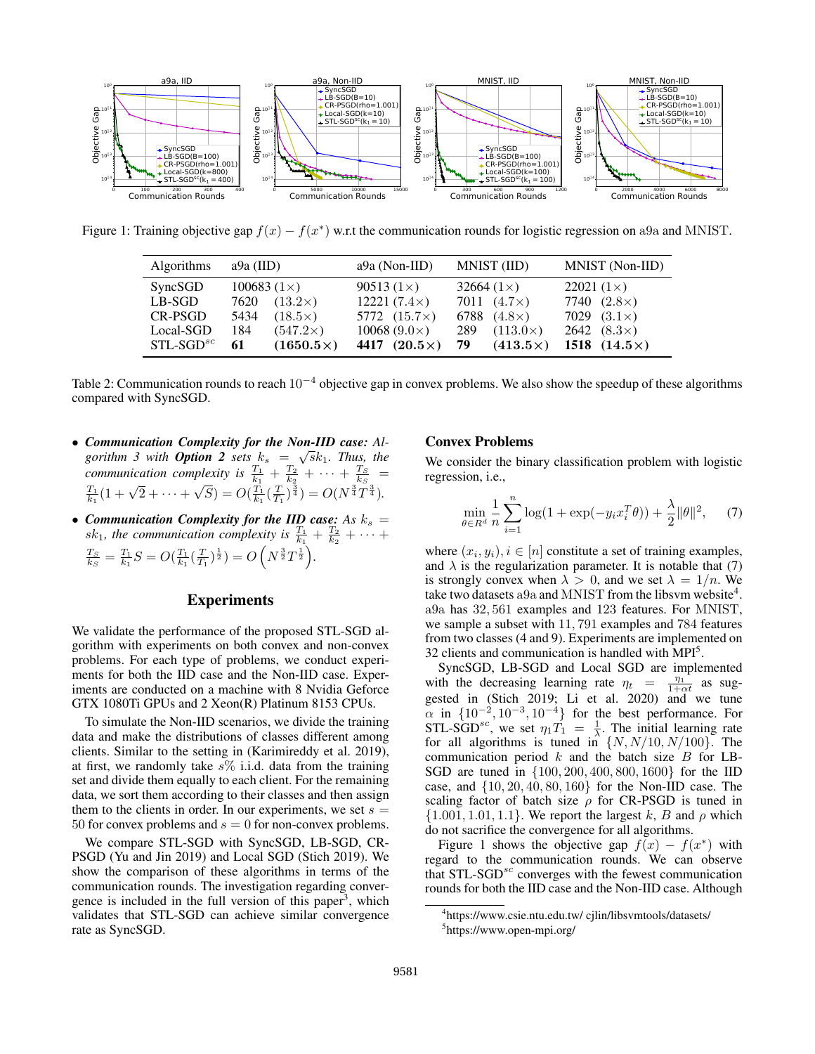Figure 1: Training objective gap $f(x) - f(x^*)$ w.r.t the communication rounds for logistic regression on a9a and MNIST.

| Algorithms | a9a (IID) | a9a (Non-IID) | MNIST (IID) | MNIST (Non-IID) |
|---|---|---|---|---|
| SyncSGD | 100683 (1×) | 90513 (1×) | 32664 (1×) | 22021 (1×) |
| LB-SGD | 7620 (13.2×) | 12221 (7.4×) | 7011 (4.7×) | 7740 (2.8×) |
| CR-PSGD | 5434 (18.5×) | 5772 (15.7×) | 6788 (4.8×) | 7029 (3.1×) |
| Local-SGD | 184 (547.2×) | 10068 (9.0×) | 289 (113.0×) | 2642 (8.3×) |
| STL-SGD$^{sc}$ | **61 (1650.5×)** | **4417 (20.5×)** | **79 (413.5×)** | **1518 (14.5×)** |

Table 2: Communication rounds to reach $10^{-4}$ objective gap in convex problems. We also show the speedup of these algorithms compared with SyncSGD.

- ***Communication Complexity for the Non-IID case:*** *Algorithm 3 with* ***Option 2*** *sets $k_s = \sqrt{s}k_1$. Thus, the communication complexity is $\frac{T_1}{k_1} + \frac{T_2}{k_2} + \cdots + \frac{T_S}{k_S} = \frac{T_1}{k_1}(1 + \sqrt{2} + \cdots + \sqrt{S}) = O(\frac{T_1}{k_1}(\frac{T}{T_1})^{\frac{3}{4}}) = O(N^{\frac{3}{4}}T^{\frac{3}{4}})$.*
- ***Communication Complexity for the IID case:*** *As $k_s = sk_1$, the communication complexity is $\frac{T_1}{k_1} + \frac{T_2}{k_2} + \cdots + \frac{T_S}{k_S} = \frac{T_1}{k_1}S = O(\frac{T_1}{k_1}(\frac{T}{T_1})^{\frac{1}{2}}) = O\left(N^{\frac{3}{2}}T^{\frac{1}{2}}\right)$.*

## Experiments

We validate the performance of the proposed STL-SGD algorithm with experiments on both convex and non-convex problems. For each type of problems, we conduct experiments for both the IID case and the Non-IID case. Experiments are conducted on a machine with 8 Nvidia Geforce GTX 1080Ti GPUs and 2 Xeon(R) Platinum 8153 CPUs.

To simulate the Non-IID scenarios, we divide the training data and make the distributions of classes different among clients. Similar to the setting in (Karimireddy et al. 2019), at first, we randomly take $s\%$ i.i.d. data from the training set and divide them equally to each client. For the remaining data, we sort them according to their classes and then assign them to the clients in order. In our experiments, we set $s = 50$ for convex problems and $s = 0$ for non-convex problems.

We compare STL-SGD with SyncSGD, LB-SGD, CR-PSGD (Yu and Jin 2019) and Local SGD (Stich 2019). We show the comparison of these algorithms in terms of the communication rounds. The investigation regarding convergence is included in the full version of this paper[3], which validates that STL-SGD can achieve similar convergence rate as SyncSGD.

### Convex Problems

We consider the binary classification problem with logistic regression, i.e.,

$$\min_{\theta \in R^d} \frac{1}{n} \sum_{i=1}^{n} \log(1 + \exp(-y_i x_i^T \theta)) + \frac{\lambda}{2}\|\theta\|^2, \quad (7)$$

where $(x_i, y_i), i \in [n]$ constitute a set of training examples, and $\lambda$ is the regularization parameter. It is notable that (7) is strongly convex when $\lambda > 0$, and we set $\lambda = 1/n$. We take two datasets a9a and MNIST from the libsvm website[4]. a9a has 32,561 examples and 123 features. For MNIST, we sample a subset with 11,791 examples and 784 features from two classes (4 and 9). Experiments are implemented on 32 clients and communication is handled with MPI[5].

SyncSGD, LB-SGD and Local SGD are implemented with the decreasing learning rate $\eta_t = \frac{\eta_1}{1+\alpha t}$ as suggested in (Stich 2019; Li et al. 2020) and we tune $\alpha$ in $\{10^{-2}, 10^{-3}, 10^{-4}\}$ for the best performance. For STL-SGD$^{sc}$, we set $\eta_1 T_1 = \frac{1}{\lambda}$. The initial learning rate for all algorithms is tuned in $\{N, N/10, N/100\}$. The communication period $k$ and the batch size $B$ for LB-SGD are tuned in $\{100, 200, 400, 800, 1600\}$ for the IID case, and $\{10, 20, 40, 80, 160\}$ for the Non-IID case. The scaling factor of batch size $\rho$ for CR-PSGD is tuned in $\{1.001, 1.01, 1.1\}$. We report the largest $k$, $B$ and $\rho$ which do not sacrifice the convergence for all algorithms.

Figure 1 shows the objective gap $f(x) - f(x^*)$ with regard to the communication rounds. We can observe that STL-SGD$^{sc}$ converges with the fewest communication rounds for both the IID case and the Non-IID case. Although

[4] https://www.csie.ntu.edu.tw/ cjlin/libsvmtools/datasets/

[5] https://www.open-mpi.org/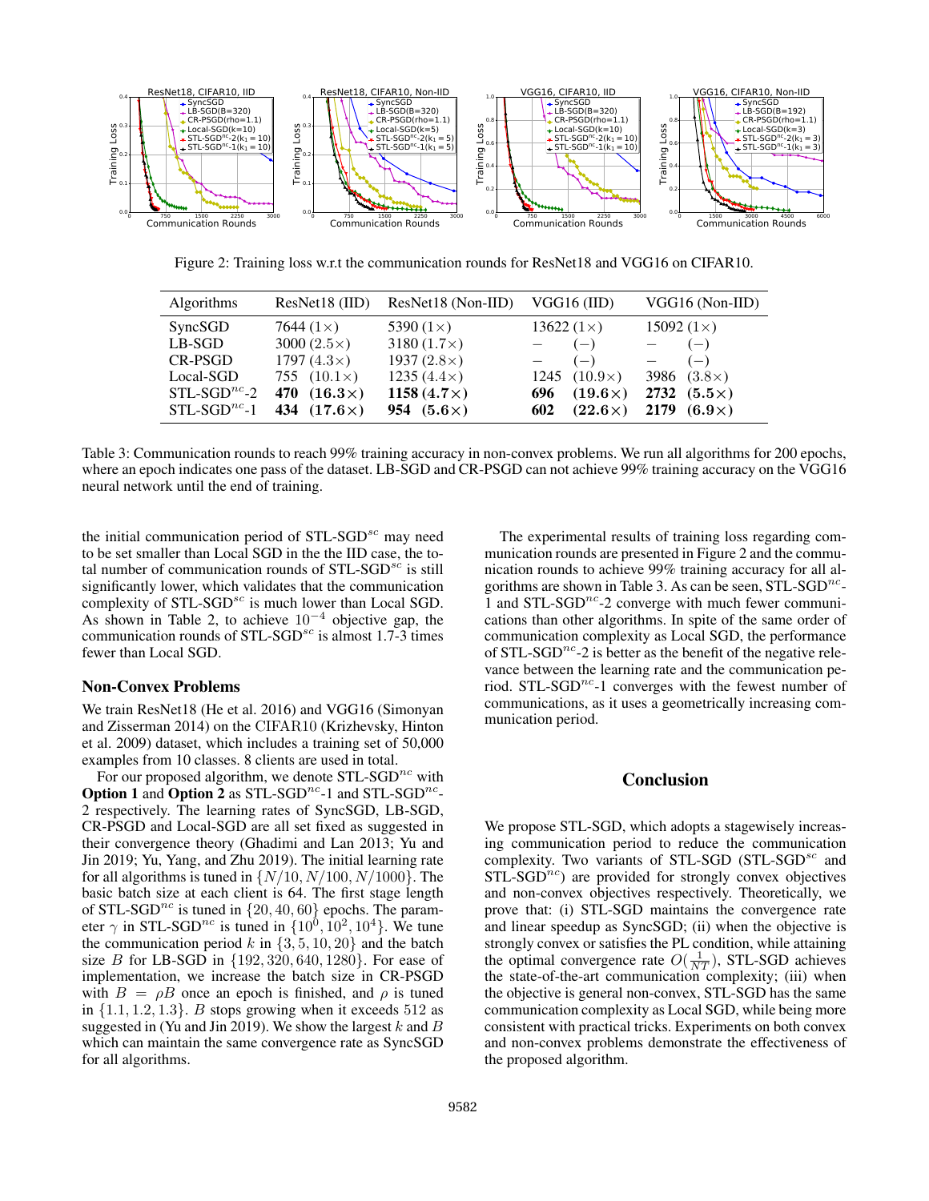Figure 2: Training loss w.r.t the communication rounds for ResNet18 and VGG16 on CIFAR10.

| Algorithms | ResNet18 (IID) | ResNet18 (Non-IID) | VGG16 (IID) | VGG16 (Non-IID) |
|---|---|---|---|---|
| SyncSGD | 7644 ($1\times$) | 5390 ($1\times$) | 13622 ($1\times$) | 15092 ($1\times$) |
| LB-SGD | 3000 ($2.5\times$) | 3180 ($1.7\times$) | $-$ $(-)$ | $-$ $(-)$ |
| CR-PSGD | 1797 ($4.3\times$) | 1937 ($2.8\times$) | $-$ $(-)$ | $-$ $(-)$ |
| Local-SGD | 755 ($10.1\times$) | 1235 ($4.4\times$) | 1245 ($10.9\times$) | 3986 ($3.8\times$) |
| STL-SGD$^{nc}$-2 | **470** **($16.3\times$)** | **1158** **($4.7\times$)** | **696** **($19.6\times$)** | **2732** **($5.5\times$)** |
| STL-SGD$^{nc}$-1 | **434** **($17.6\times$)** | **954** **($5.6\times$)** | **602** **($22.6\times$)** | **2179** **($6.9\times$)** |

Table 3: Communication rounds to reach 99% training accuracy in non-convex problems. We run all algorithms for 200 epochs, where an epoch indicates one pass of the dataset. LB-SGD and CR-PSGD can not achieve 99% training accuracy on the VGG16 neural network until the end of training.

the initial communication period of STL-SGD$^{sc}$ may need to be set smaller than Local SGD in the the IID case, the total number of communication rounds of STL-SGD$^{sc}$ is still significantly lower, which validates that the communication complexity of STL-SGD$^{sc}$ is much lower than Local SGD. As shown in Table 2, to achieve $10^{-4}$ objective gap, the communication rounds of STL-SGD$^{sc}$ is almost 1.7-3 times fewer than Local SGD.

### Non-Convex Problems

We train ResNet18 (He et al. 2016) and VGG16 (Simonyan and Zisserman 2014) on the CIFAR10 (Krizhevsky, Hinton et al. 2009) dataset, which includes a training set of 50,000 examples from 10 classes. 8 clients are used in total.

For our proposed algorithm, we denote STL-SGD$^{nc}$ with **Option 1** and **Option 2** as STL-SGD$^{nc}$-1 and STL-SGD$^{nc}$-2 respectively. The learning rates of SyncSGD, LB-SGD, CR-PSGD and Local-SGD are all set fixed as suggested in their convergence theory (Ghadimi and Lan 2013; Yu and Jin 2019; Yu, Yang, and Zhu 2019). The initial learning rate for all algorithms is tuned in $\{N/10, N/100, N/1000\}$. The basic batch size at each client is 64. The first stage length of STL-SGD$^{nc}$ is tuned in $\{20, 40, 60\}$ epochs. The parameter $\gamma$ in STL-SGD$^{nc}$ is tuned in $\{10^0, 10^2, 10^4\}$. We tune the communication period $k$ in $\{3, 5, 10, 20\}$ and the batch size $B$ for LB-SGD in $\{192, 320, 640, 1280\}$. For ease of implementation, we increase the batch size in CR-PSGD with $B = \rho B$ once an epoch is finished, and $\rho$ is tuned in $\{1.1, 1.2, 1.3\}$. $B$ stops growing when it exceeds 512 as suggested in (Yu and Jin 2019). We show the largest $k$ and $B$ which can maintain the same convergence rate as SyncSGD for all algorithms.

The experimental results of training loss regarding communication rounds are presented in Figure 2 and the communication rounds to achieve 99% training accuracy for all algorithms are shown in Table 3. As can be seen, STL-SGD$^{nc}$-1 and STL-SGD$^{nc}$-2 converge with much fewer communications than other algorithms. In spite of the same order of communication complexity as Local SGD, the performance of STL-SGD$^{nc}$-2 is better as the benefit of the negative relevance between the learning rate and the communication period. STL-SGD$^{nc}$-1 converges with the fewest number of communications, as it uses a geometrically increasing communication period.

## Conclusion

We propose STL-SGD, which adopts a stagewisely increasing communication period to reduce the communication complexity. Two variants of STL-SGD (STL-SGD$^{sc}$ and STL-SGD$^{nc}$) are provided for strongly convex objectives and non-convex objectives respectively. Theoretically, we prove that: (i) STL-SGD maintains the convergence rate and linear speedup as SyncSGD; (ii) when the objective is strongly convex or satisfies the PL condition, while attaining the optimal convergence rate $O(\frac{1}{NT})$, STL-SGD achieves the state-of-the-art communication complexity; (iii) when the objective is general non-convex, STL-SGD has the same communication complexity as Local SGD, while being more consistent with practical tricks. Experiments on both convex and non-convex problems demonstrate the effectiveness of the proposed algorithm.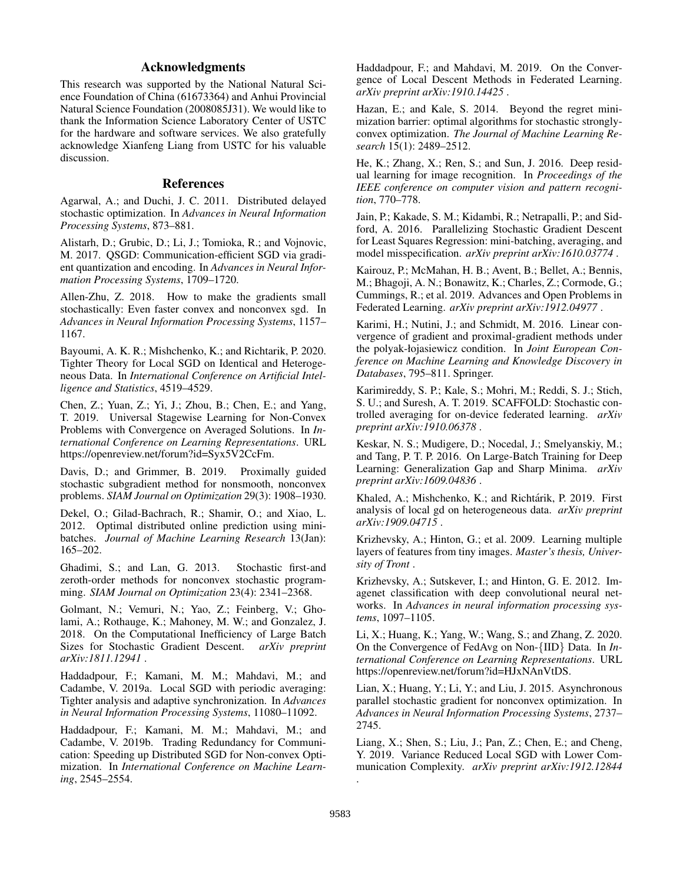## Acknowledgments

This research was supported by the National Natural Science Foundation of China (61673364) and Anhui Provincial Natural Science Foundation (2008085J31). We would like to thank the Information Science Laboratory Center of USTC for the hardware and software services. We also gratefully acknowledge Xianfeng Liang from USTC for his valuable discussion.

## References

Agarwal, A.; and Duchi, J. C. 2011. Distributed delayed stochastic optimization. In *Advances in Neural Information Processing Systems*, 873–881.

Alistarh, D.; Grubic, D.; Li, J.; Tomioka, R.; and Vojnovic, M. 2017. QSGD: Communication-efficient SGD via gradient quantization and encoding. In *Advances in Neural Information Processing Systems*, 1709–1720.

Allen-Zhu, Z. 2018. How to make the gradients small stochastically: Even faster convex and nonconvex sgd. In *Advances in Neural Information Processing Systems*, 1157–1167.

Bayoumi, A. K. R.; Mishchenko, K.; and Richtarik, P. 2020. Tighter Theory for Local SGD on Identical and Heterogeneous Data. In *International Conference on Artificial Intelligence and Statistics*, 4519–4529.

Chen, Z.; Yuan, Z.; Yi, J.; Zhou, B.; Chen, E.; and Yang, T. 2019. Universal Stagewise Learning for Non-Convex Problems with Convergence on Averaged Solutions. In *International Conference on Learning Representations*. URL https://openreview.net/forum?id=Syx5V2CcFm.

Davis, D.; and Grimmer, B. 2019. Proximally guided stochastic subgradient method for nonsmooth, nonconvex problems. *SIAM Journal on Optimization* 29(3): 1908–1930.

Dekel, O.; Gilad-Bachrach, R.; Shamir, O.; and Xiao, L. 2012. Optimal distributed online prediction using minibatches. *Journal of Machine Learning Research* 13(Jan): 165–202.

Ghadimi, S.; and Lan, G. 2013. Stochastic first-and zeroth-order methods for nonconvex stochastic programming. *SIAM Journal on Optimization* 23(4): 2341–2368.

Golmant, N.; Vemuri, N.; Yao, Z.; Feinberg, V.; Gholami, A.; Rothauge, K.; Mahoney, M. W.; and Gonzalez, J. 2018. On the Computational Inefficiency of Large Batch Sizes for Stochastic Gradient Descent. *arXiv preprint arXiv:1811.12941* .

Haddadpour, F.; Kamani, M. M.; Mahdavi, M.; and Cadambe, V. 2019a. Local SGD with periodic averaging: Tighter analysis and adaptive synchronization. In *Advances in Neural Information Processing Systems*, 11080–11092.

Haddadpour, F.; Kamani, M. M.; Mahdavi, M.; and Cadambe, V. 2019b. Trading Redundancy for Communication: Speeding up Distributed SGD for Non-convex Optimization. In *International Conference on Machine Learning*, 2545–2554.

Haddadpour, F.; and Mahdavi, M. 2019. On the Convergence of Local Descent Methods in Federated Learning. *arXiv preprint arXiv:1910.14425* .

Hazan, E.; and Kale, S. 2014. Beyond the regret minimization barrier: optimal algorithms for stochastic strongly-convex optimization. *The Journal of Machine Learning Research* 15(1): 2489–2512.

He, K.; Zhang, X.; Ren, S.; and Sun, J. 2016. Deep residual learning for image recognition. In *Proceedings of the IEEE conference on computer vision and pattern recognition*, 770–778.

Jain, P.; Kakade, S. M.; Kidambi, R.; Netrapalli, P.; and Sidford, A. 2016. Parallelizing Stochastic Gradient Descent for Least Squares Regression: mini-batching, averaging, and model misspecification. *arXiv preprint arXiv:1610.03774* .

Kairouz, P.; McMahan, H. B.; Avent, B.; Bellet, A.; Bennis, M.; Bhagoji, A. N.; Bonawitz, K.; Charles, Z.; Cormode, G.; Cummings, R.; et al. 2019. Advances and Open Problems in Federated Learning. *arXiv preprint arXiv:1912.04977* .

Karimi, H.; Nutini, J.; and Schmidt, M. 2016. Linear convergence of gradient and proximal-gradient methods under the polyak-łojasiewicz condition. In *Joint European Conference on Machine Learning and Knowledge Discovery in Databases*, 795–811. Springer.

Karimireddy, S. P.; Kale, S.; Mohri, M.; Reddi, S. J.; Stich, S. U.; and Suresh, A. T. 2019. SCAFFOLD: Stochastic controlled averaging for on-device federated learning. *arXiv preprint arXiv:1910.06378* .

Keskar, N. S.; Mudigere, D.; Nocedal, J.; Smelyanskiy, M.; and Tang, P. T. P. 2016. On Large-Batch Training for Deep Learning: Generalization Gap and Sharp Minima. *arXiv preprint arXiv:1609.04836* .

Khaled, A.; Mishchenko, K.; and Richtárik, P. 2019. First analysis of local gd on heterogeneous data. *arXiv preprint arXiv:1909.04715* .

Krizhevsky, A.; Hinton, G.; et al. 2009. Learning multiple layers of features from tiny images. *Master's thesis, University of Tront* .

Krizhevsky, A.; Sutskever, I.; and Hinton, G. E. 2012. Imagenet classification with deep convolutional neural networks. In *Advances in neural information processing systems*, 1097–1105.

Li, X.; Huang, K.; Yang, W.; Wang, S.; and Zhang, Z. 2020. On the Convergence of FedAvg on Non-{IID} Data. In *International Conference on Learning Representations*. URL https://openreview.net/forum?id=HJxNAnVtDS.

Lian, X.; Huang, Y.; Li, Y.; and Liu, J. 2015. Asynchronous parallel stochastic gradient for nonconvex optimization. In *Advances in Neural Information Processing Systems*, 2737–2745.

Liang, X.; Shen, S.; Liu, J.; Pan, Z.; Chen, E.; and Cheng, Y. 2019. Variance Reduced Local SGD with Lower Communication Complexity. *arXiv preprint arXiv:1912.12844* .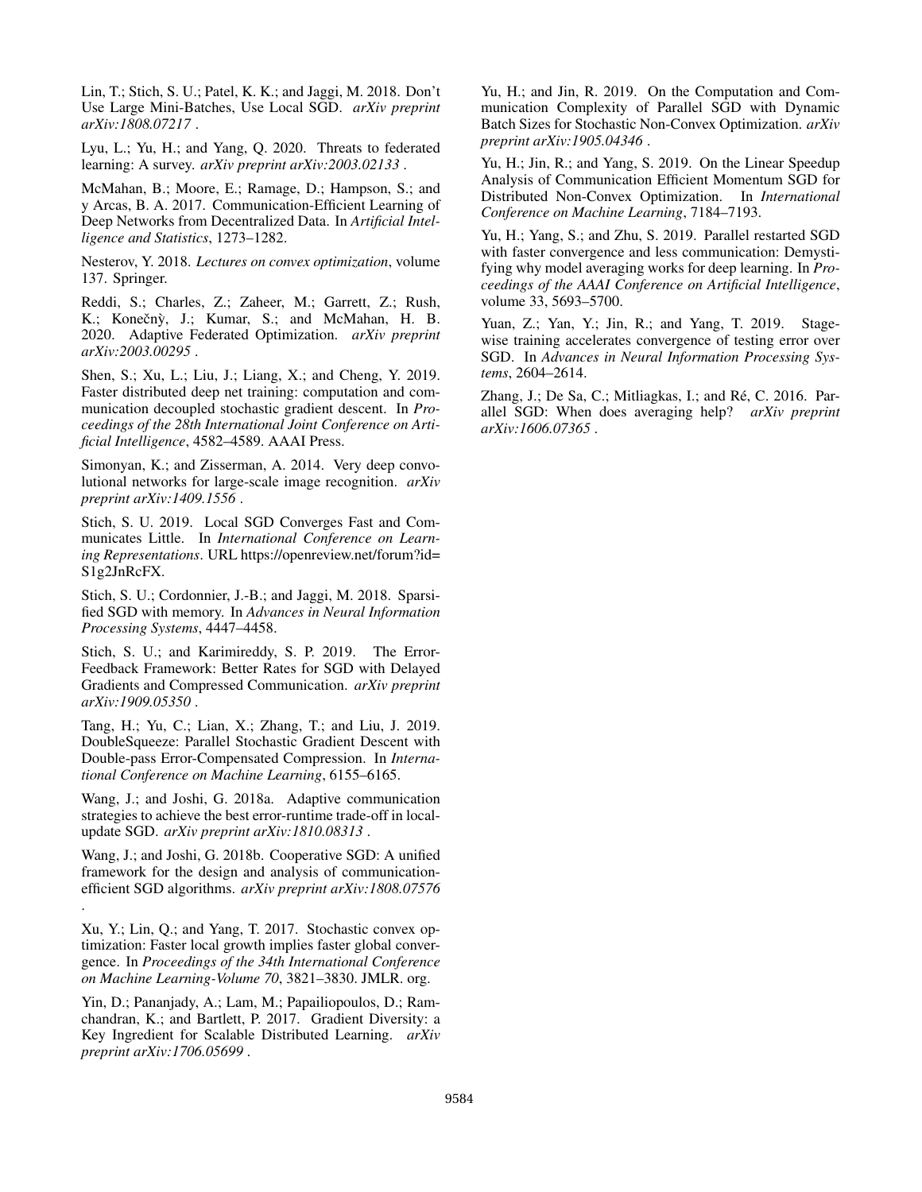Lin, T.; Stich, S. U.; Patel, K. K.; and Jaggi, M. 2018. Don't Use Large Mini-Batches, Use Local SGD. *arXiv preprint arXiv:1808.07217* .

Lyu, L.; Yu, H.; and Yang, Q. 2020. Threats to federated learning: A survey. *arXiv preprint arXiv:2003.02133* .

McMahan, B.; Moore, E.; Ramage, D.; Hampson, S.; and y Arcas, B. A. 2017. Communication-Efficient Learning of Deep Networks from Decentralized Data. In *Artificial Intelligence and Statistics*, 1273–1282.

Nesterov, Y. 2018. *Lectures on convex optimization*, volume 137. Springer.

Reddi, S.; Charles, Z.; Zaheer, M.; Garrett, Z.; Rush, K.; Konečnỳ, J.; Kumar, S.; and McMahan, H. B. 2020. Adaptive Federated Optimization. *arXiv preprint arXiv:2003.00295* .

Shen, S.; Xu, L.; Liu, J.; Liang, X.; and Cheng, Y. 2019. Faster distributed deep net training: computation and communication decoupled stochastic gradient descent. In *Proceedings of the 28th International Joint Conference on Artificial Intelligence*, 4582–4589. AAAI Press.

Simonyan, K.; and Zisserman, A. 2014. Very deep convolutional networks for large-scale image recognition. *arXiv preprint arXiv:1409.1556* .

Stich, S. U. 2019. Local SGD Converges Fast and Communicates Little. In *International Conference on Learning Representations*. URL https://openreview.net/forum?id=S1g2JnRcFX.

Stich, S. U.; Cordonnier, J.-B.; and Jaggi, M. 2018. Sparsified SGD with memory. In *Advances in Neural Information Processing Systems*, 4447–4458.

Stich, S. U.; and Karimireddy, S. P. 2019. The Error-Feedback Framework: Better Rates for SGD with Delayed Gradients and Compressed Communication. *arXiv preprint arXiv:1909.05350* .

Tang, H.; Yu, C.; Lian, X.; Zhang, T.; and Liu, J. 2019. DoubleSqueeze: Parallel Stochastic Gradient Descent with Double-pass Error-Compensated Compression. In *International Conference on Machine Learning*, 6155–6165.

Wang, J.; and Joshi, G. 2018a. Adaptive communication strategies to achieve the best error-runtime trade-off in local-update SGD. *arXiv preprint arXiv:1810.08313* .

Wang, J.; and Joshi, G. 2018b. Cooperative SGD: A unified framework for the design and analysis of communication-efficient SGD algorithms. *arXiv preprint arXiv:1808.07576* .

Xu, Y.; Lin, Q.; and Yang, T. 2017. Stochastic convex optimization: Faster local growth implies faster global convergence. In *Proceedings of the 34th International Conference on Machine Learning-Volume 70*, 3821–3830. JMLR. org.

Yin, D.; Pananjady, A.; Lam, M.; Papailiopoulos, D.; Ramchandran, K.; and Bartlett, P. 2017. Gradient Diversity: a Key Ingredient for Scalable Distributed Learning. *arXiv preprint arXiv:1706.05699* .

Yu, H.; and Jin, R. 2019. On the Computation and Communication Complexity of Parallel SGD with Dynamic Batch Sizes for Stochastic Non-Convex Optimization. *arXiv preprint arXiv:1905.04346* .

Yu, H.; Jin, R.; and Yang, S. 2019. On the Linear Speedup Analysis of Communication Efficient Momentum SGD for Distributed Non-Convex Optimization. In *International Conference on Machine Learning*, 7184–7193.

Yu, H.; Yang, S.; and Zhu, S. 2019. Parallel restarted SGD with faster convergence and less communication: Demystifying why model averaging works for deep learning. In *Proceedings of the AAAI Conference on Artificial Intelligence*, volume 33, 5693–5700.

Yuan, Z.; Yan, Y.; Jin, R.; and Yang, T. 2019. Stagewise training accelerates convergence of testing error over SGD. In *Advances in Neural Information Processing Systems*, 2604–2614.

Zhang, J.; De Sa, C.; Mitliagkas, I.; and Ré, C. 2016. Parallel SGD: When does averaging help? *arXiv preprint arXiv:1606.07365* .